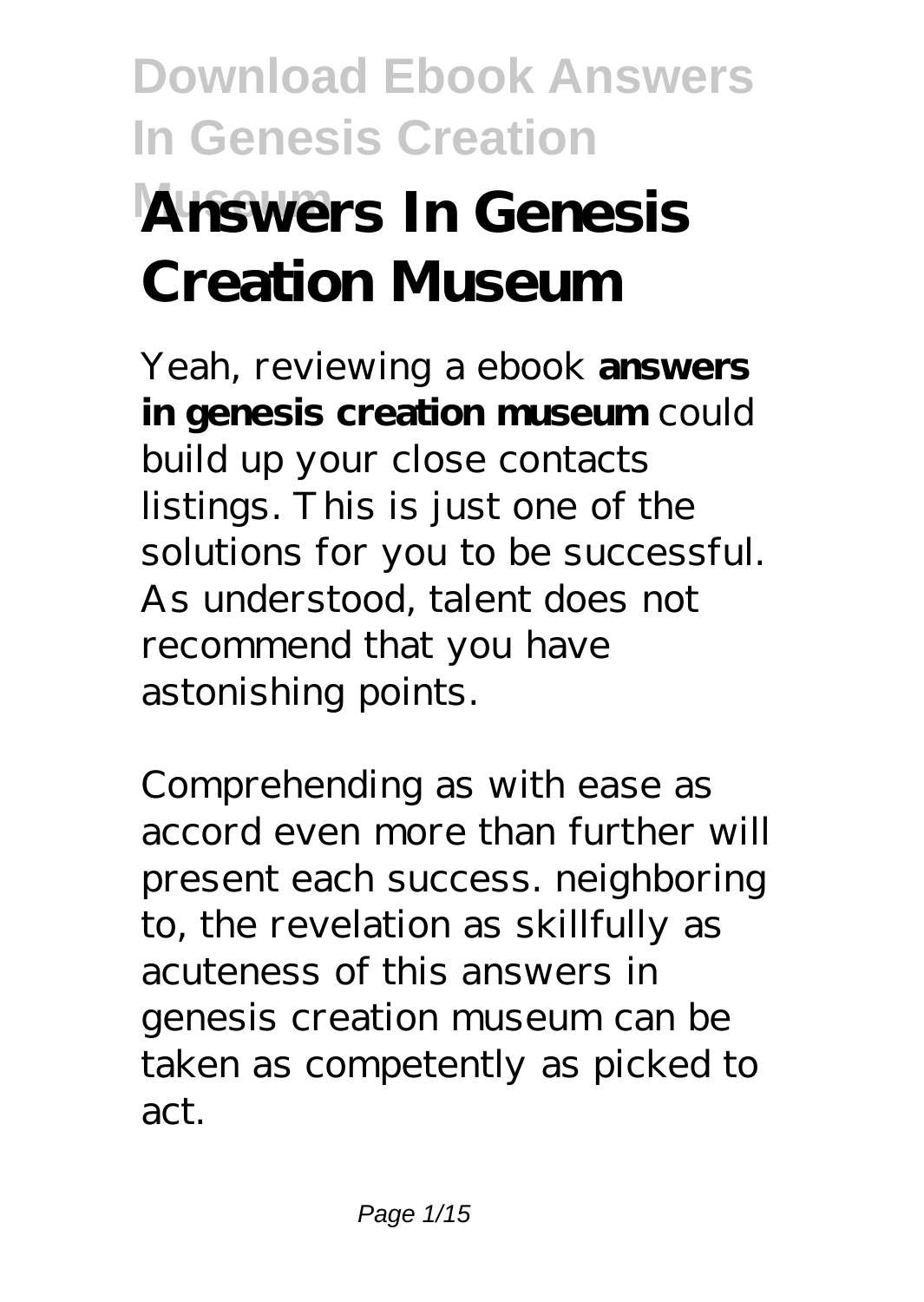# Download Ebook Answers In Genesis Creation Museum

# Answers In Genesis Creation Museum

Yeah, reviewing a ebook **answers in genesis creation museum** could build up your close contacts listings. This is just one of the solutions for you to be successful. As understood, talent does not recommend that you have astonishing points.

Comprehending as with ease as accord even more than further will present each success. neighboring to, the revelation as skillfully as acuteness of this answers in genesis creation museum can be taken as competently as picked to act.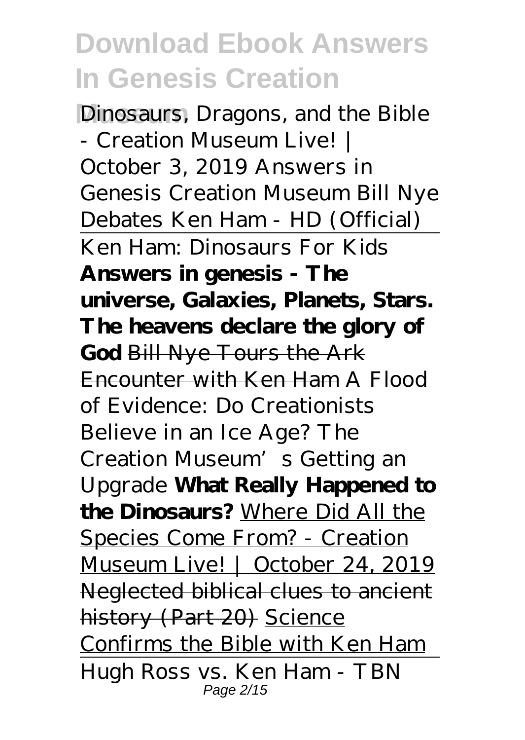Dinosaurs, Dragons, and the Bible - Creation Museum Live! | October 3, 2019 Answers in Genesis Creation Museum Bill Nye Debates Ken Ham - HD (Official)

Ken Ham: Dinosaurs For Kids

**Answers in genesis - The universe, Galaxies, Planets, Stars. The heavens declare the glory of God** Bill Nye Tours the Ark Encounter with Ken Ham *A Flood of Evidence: Do Creationists Believe in an Ice Age? The Creation Museum's Getting an Upgrade* **What Really Happened to the Dinosaurs?** Where Did All the Species Come From? - Creation Museum Live! | October 24, 2019 ~~Neglected biblical clues to ancient history (Part 20)~~ Science Confirms the Bible with Ken Ham

Hugh Ross vs. Ken Ham - TBN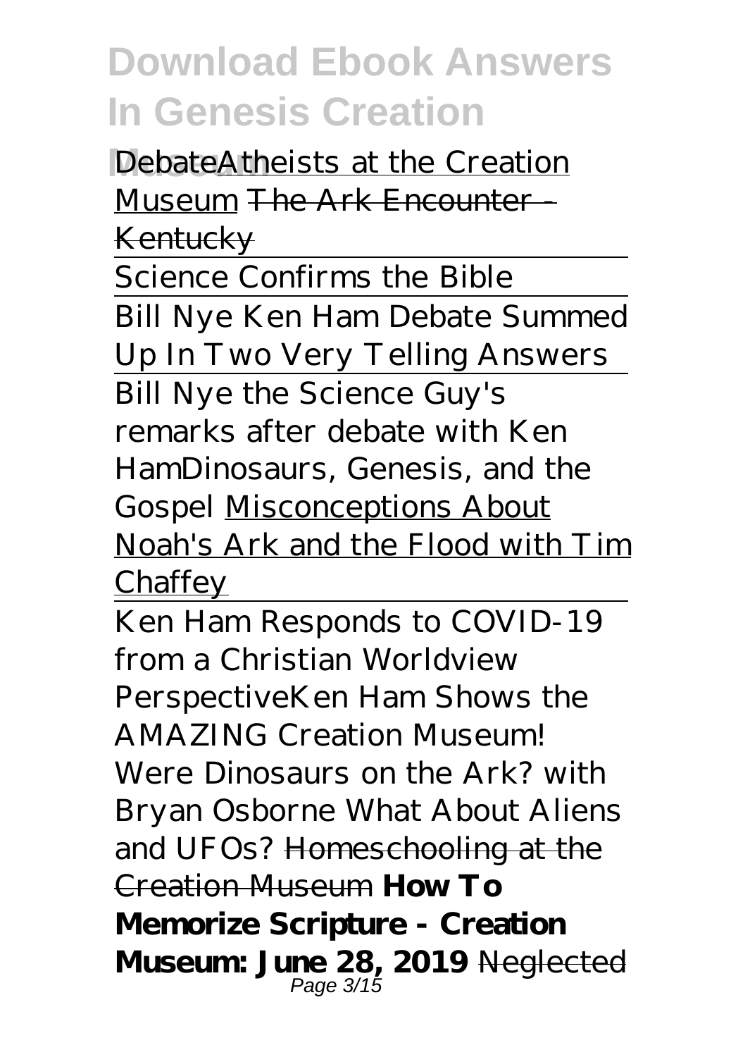Debate Atheists at the Creation Museum The Ark Encounter - Kentucky

Science Confirms the Bible

Bill Nye Ken Ham Debate Summed Up In Two Very Telling Answers

Bill Nye the Science Guy's remarks after debate with Ken Ham *Dinosaurs, Genesis, and the Gospel* Misconceptions About Noah's Ark and the Flood with Tim Chaffey

Ken Ham Responds to COVID-19 from a Christian Worldview Perspective *Ken Ham Shows the AMAZING Creation Museum!* *Were Dinosaurs on the Ark? with Bryan Osborne* *What About Aliens and UFOs?* Homeschooling at the Creation Museum **How To Memorize Scripture - Creation Museum: June 28, 2019** Neglected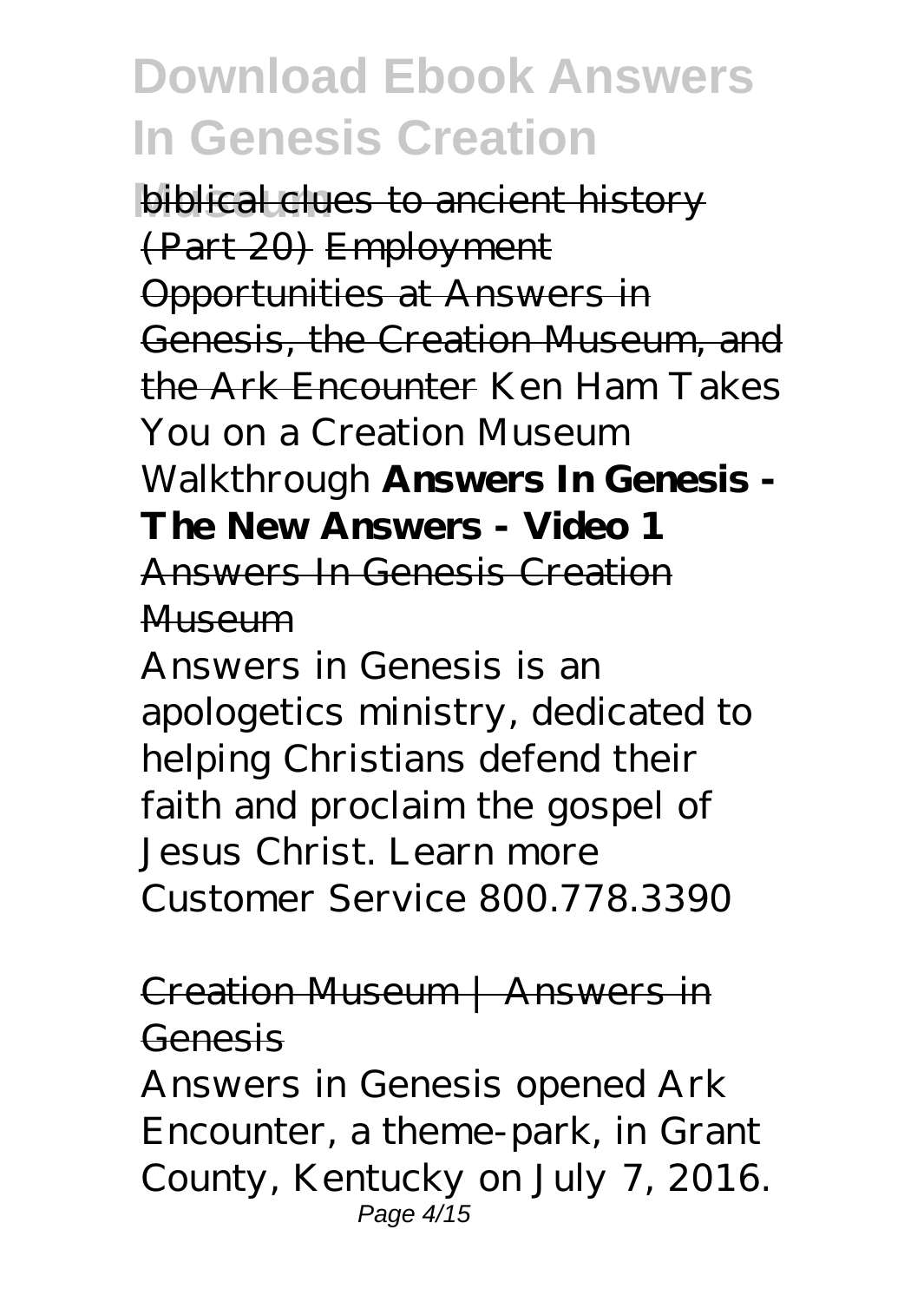biblical clues to ancient history (Part 20) Employment Opportunities at Answers in Genesis, the Creation Museum, and the Ark Encounter *Ken Ham Takes You on a Creation Museum Walkthrough* **Answers In Genesis - The New Answers - Video 1** Answers In Genesis Creation Museum

Answers in Genesis is an apologetics ministry, dedicated to helping Christians defend their faith and proclaim the gospel of Jesus Christ. Learn more Customer Service 800.778.3390

## Creation Museum | Answers in Genesis

Answers in Genesis opened Ark Encounter, a theme-park, in Grant County, Kentucky on July 7, 2016.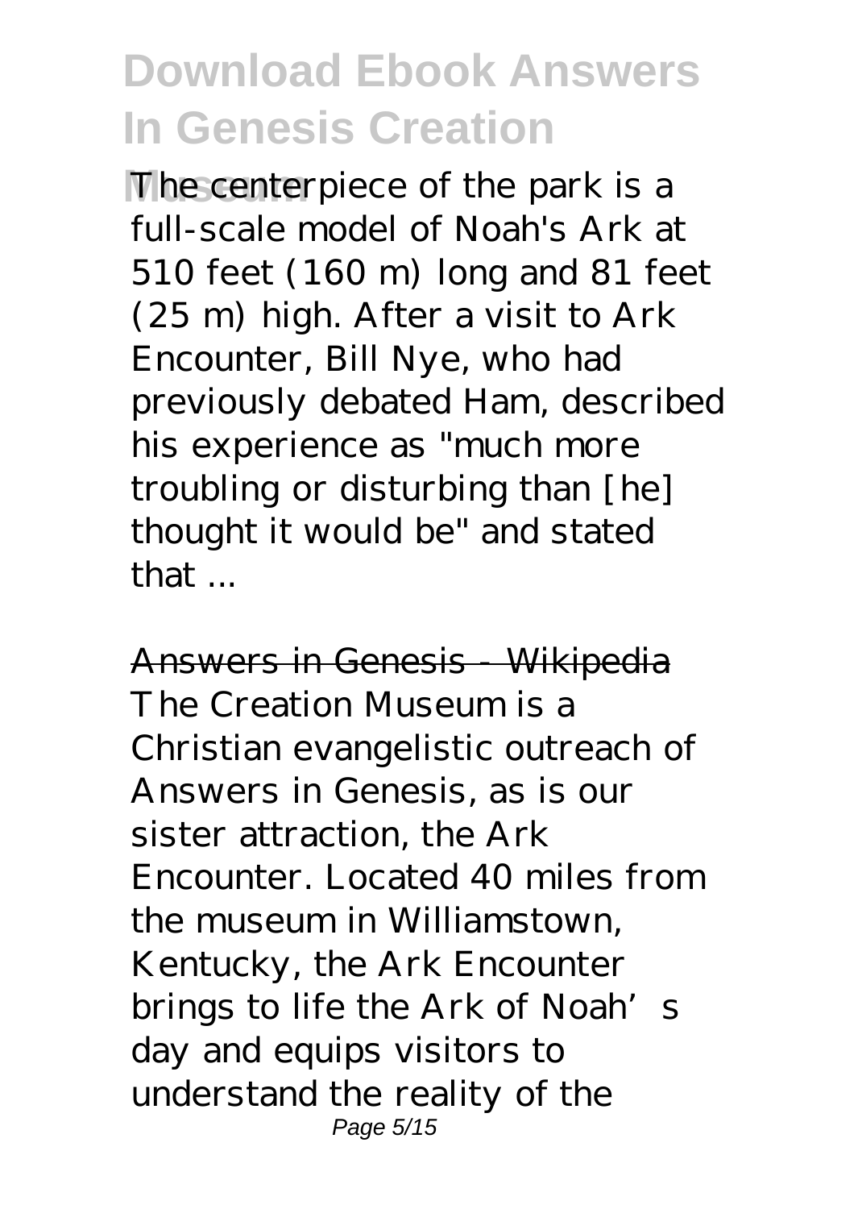The centerpiece of the park is a full-scale model of Noah's Ark at 510 feet (160 m) long and 81 feet (25 m) high. After a visit to Ark Encounter, Bill Nye, who had previously debated Ham, described his experience as "much more troubling or disturbing than [he] thought it would be" and stated that ...

Answers in Genesis - Wikipedia

The Creation Museum is a Christian evangelistic outreach of Answers in Genesis, as is our sister attraction, the Ark Encounter. Located 40 miles from the museum in Williamstown, Kentucky, the Ark Encounter brings to life the Ark of Noah's day and equips visitors to understand the reality of the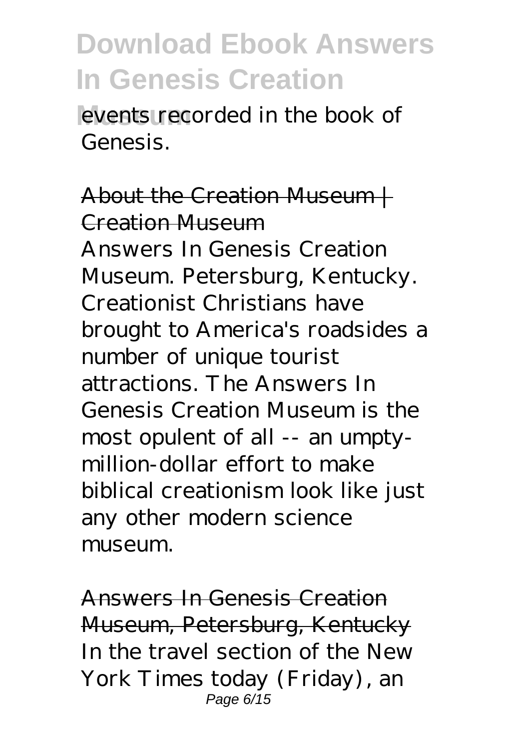events recorded in the book of Genesis.

About the Creation Museum | Creation Museum

Answers In Genesis Creation Museum. Petersburg, Kentucky. Creationist Christians have brought to America's roadsides a number of unique tourist attractions. The Answers In Genesis Creation Museum is the most opulent of all -- an umpty-million-dollar effort to make biblical creationism look like just any other modern science museum.

Answers In Genesis Creation Museum, Petersburg, Kentucky

In the travel section of the New York Times today (Friday), an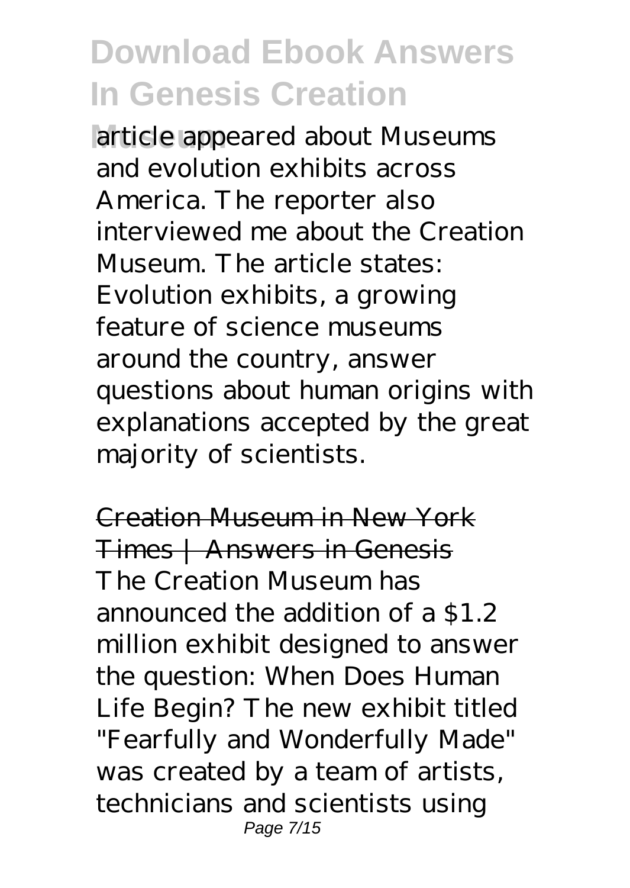article appeared about Museums and evolution exhibits across America. The reporter also interviewed me about the Creation Museum. The article states: Evolution exhibits, a growing feature of science museums around the country, answer questions about human origins with explanations accepted by the great majority of scientists.

Creation Museum in New York Times | Answers in Genesis

The Creation Museum has announced the addition of a $1.2 million exhibit designed to answer the question: When Does Human Life Begin? The new exhibit titled "Fearfully and Wonderfully Made" was created by a team of artists, technicians and scientists using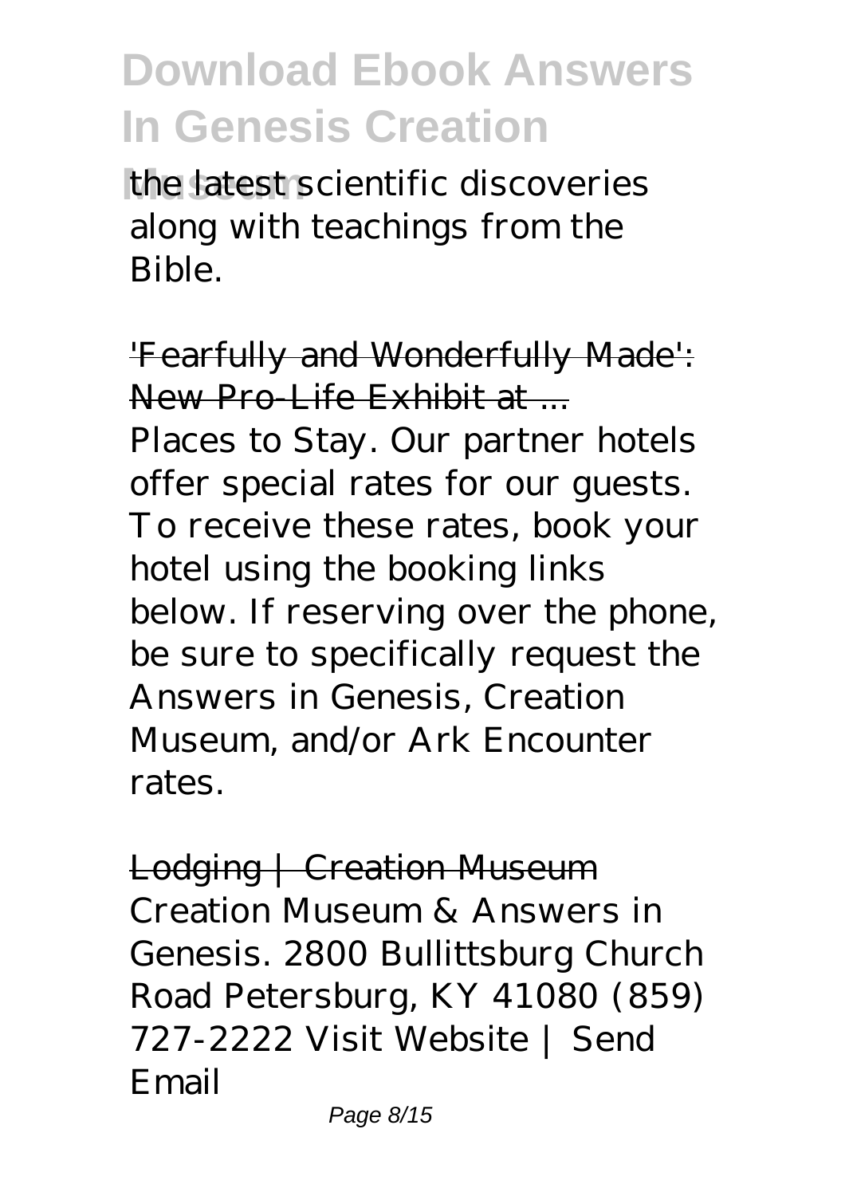the latest scientific discoveries along with teachings from the Bible.

'Fearfully and Wonderfully Made': New Pro-Life Exhibit at ...

Places to Stay. Our partner hotels offer special rates for our guests. To receive these rates, book your hotel using the booking links below. If reserving over the phone, be sure to specifically request the Answers in Genesis, Creation Museum, and/or Ark Encounter rates.

Lodging | Creation Museum

Creation Museum & Answers in Genesis. 2800 Bullittsburg Church Road Petersburg, KY 41080 (859) 727-2222 Visit Website | Send Email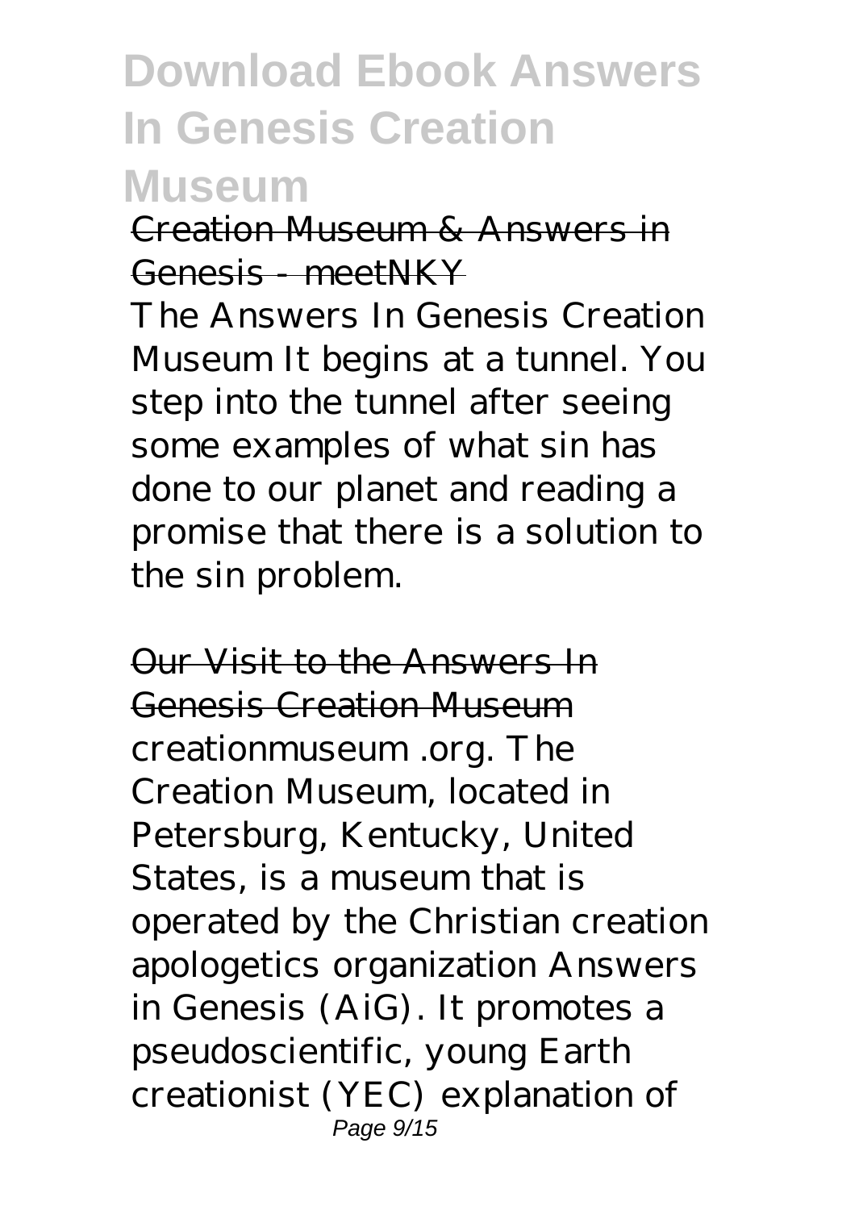Creation Museum & Answers in Genesis - meetNKY

The Answers In Genesis Creation Museum It begins at a tunnel. You step into the tunnel after seeing some examples of what sin has done to our planet and reading a promise that there is a solution to the sin problem.

Our Visit to the Answers In Genesis Creation Museum

creationmuseum .org. The Creation Museum, located in Petersburg, Kentucky, United States, is a museum that is operated by the Christian creation apologetics organization Answers in Genesis (AiG). It promotes a pseudoscientific, young Earth creationist (YEC) explanation of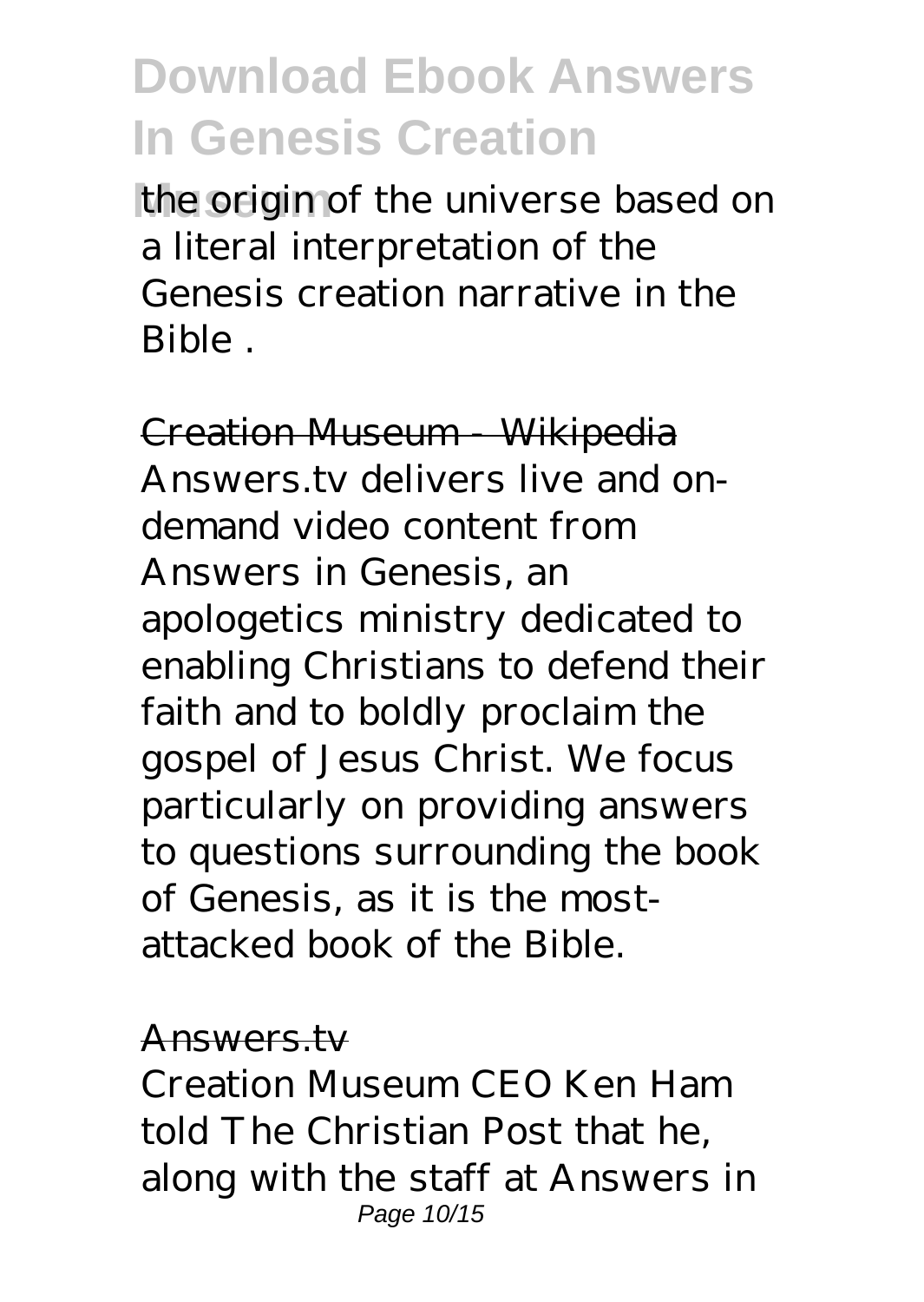the origin of the universe based on a literal interpretation of the Genesis creation narrative in the Bible .

Creation Museum - Wikipedia

Answers.tv delivers live and on-demand video content from Answers in Genesis, an apologetics ministry dedicated to enabling Christians to defend their faith and to boldly proclaim the gospel of Jesus Christ. We focus particularly on providing answers to questions surrounding the book of Genesis, as it is the most-attacked book of the Bible.

Answers.tv

Creation Museum CEO Ken Ham told The Christian Post that he, along with the staff at Answers in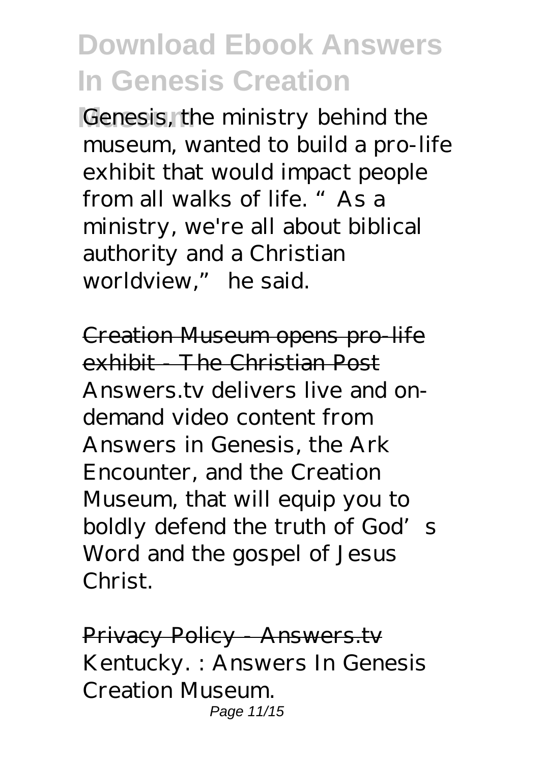Genesis, the ministry behind the museum, wanted to build a pro-life exhibit that would impact people from all walks of life. "As a ministry, we're all about biblical authority and a Christian worldview," he said.

Creation Museum opens pro-life exhibit - The Christian Post

Answers.tv delivers live and on-demand video content from Answers in Genesis, the Ark Encounter, and the Creation Museum, that will equip you to boldly defend the truth of God's Word and the gospel of Jesus Christ.

Privacy Policy - Answers.tv

Kentucky. : Answers In Genesis Creation Museum.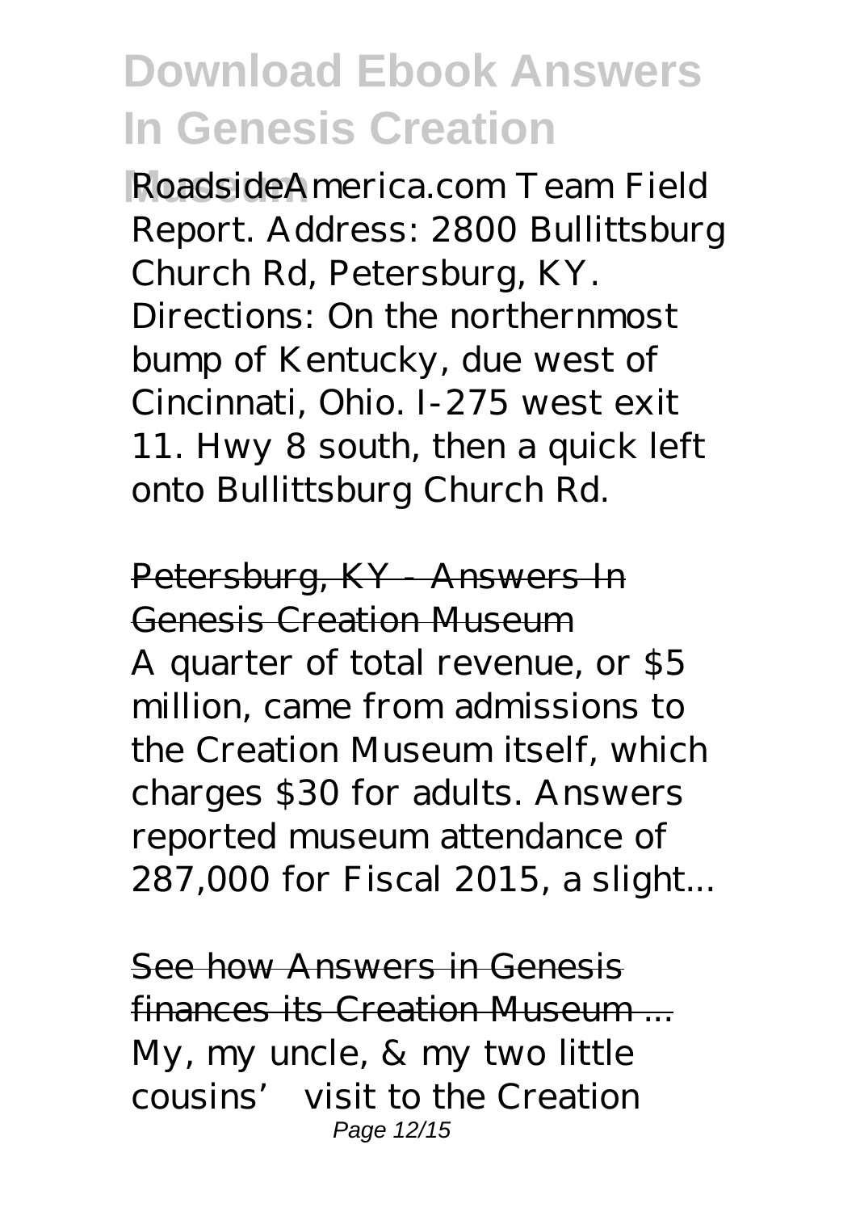RoadsideAmerica.com Team Field Report. Address: 2800 Bullittsburg Church Rd, Petersburg, KY. Directions: On the northernmost bump of Kentucky, due west of Cincinnati, Ohio. I-275 west exit 11. Hwy 8 south, then a quick left onto Bullittsburg Church Rd.

## Petersburg, KY - Answers In Genesis Creation Museum

A quarter of total revenue, or $5 million, came from admissions to the Creation Museum itself, which charges $30 for adults. Answers reported museum attendance of 287,000 for Fiscal 2015, a slight...

## See how Answers in Genesis finances its Creation Museum ...

My, my uncle, & my two little cousins' visit to the Creation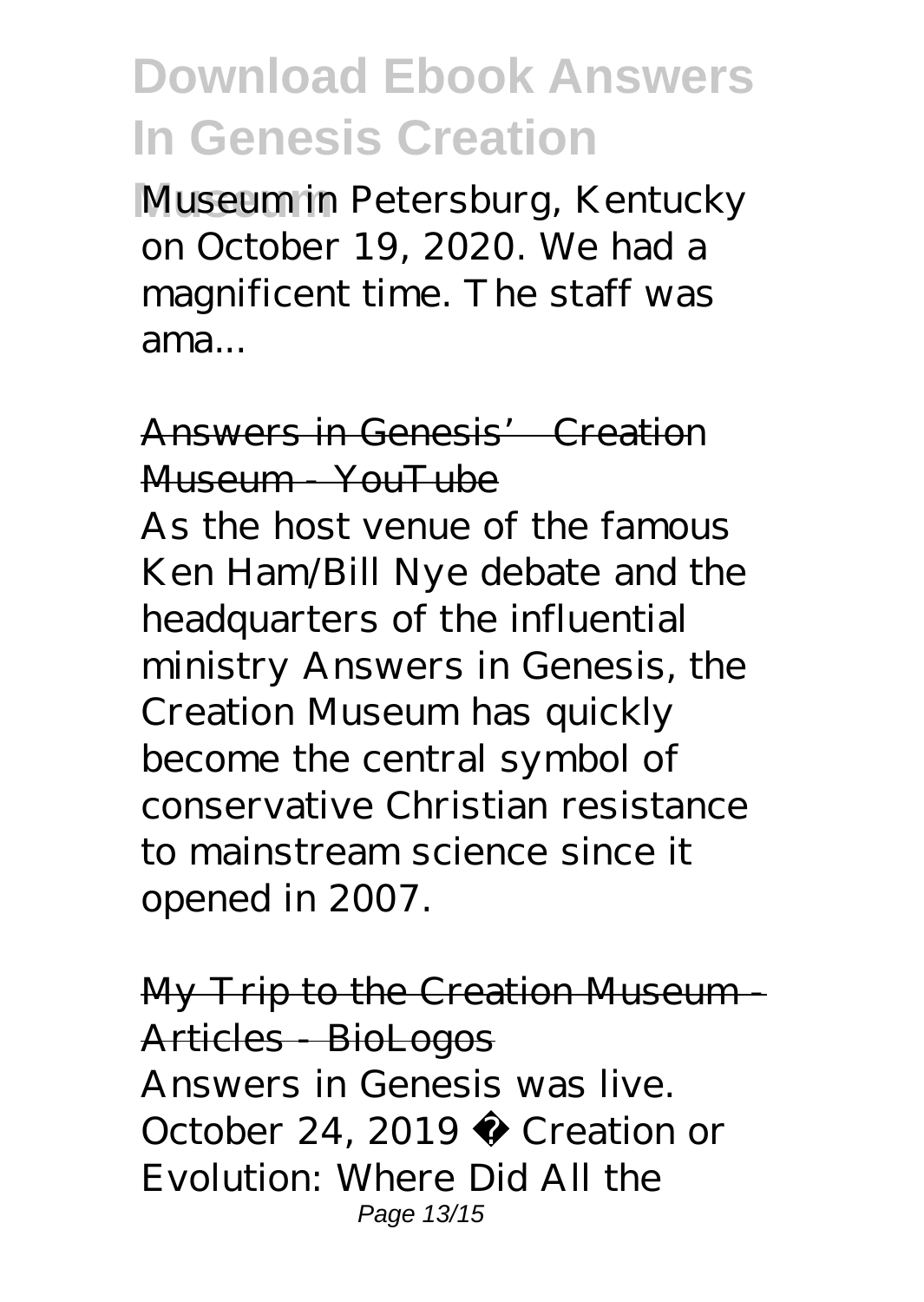Museum in Petersburg, Kentucky on October 19, 2020. We had a magnificent time. The staff was ama...

## Answers in Genesis' Creation Museum - YouTube

As the host venue of the famous Ken Ham/Bill Nye debate and the headquarters of the influential ministry Answers in Genesis, the Creation Museum has quickly become the central symbol of conservative Christian resistance to mainstream science since it opened in 2007.

## My Trip to the Creation Museum - Articles - BioLogos

Answers in Genesis was live. October 24, 2019 · Creation or Evolution: Where Did All the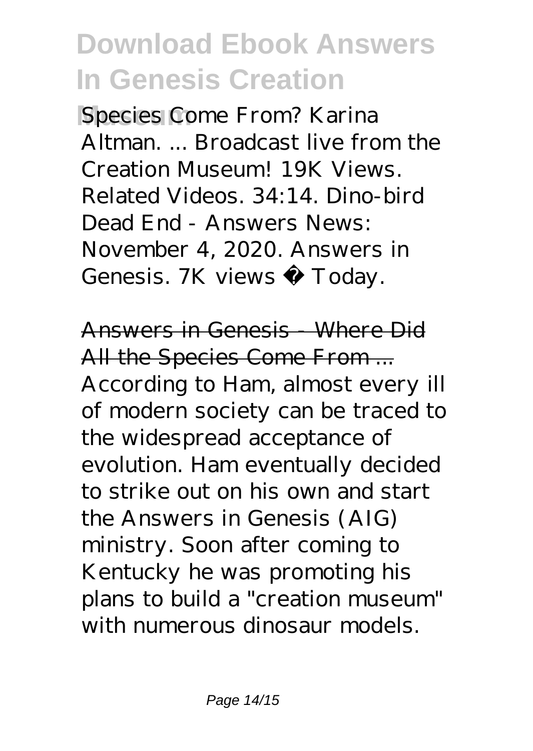Species Come From? Karina Altman. ... Broadcast live from the Creation Museum! 19K Views. Related Videos. 34:14. Dino-bird Dead End - Answers News: November 4, 2020. Answers in Genesis. 7K views · Today.

Answers in Genesis - Where Did All the Species Come From ...

According to Ham, almost every ill of modern society can be traced to the widespread acceptance of evolution. Ham eventually decided to strike out on his own and start the Answers in Genesis (AIG) ministry. Soon after coming to Kentucky he was promoting his plans to build a "creation museum" with numerous dinosaur models.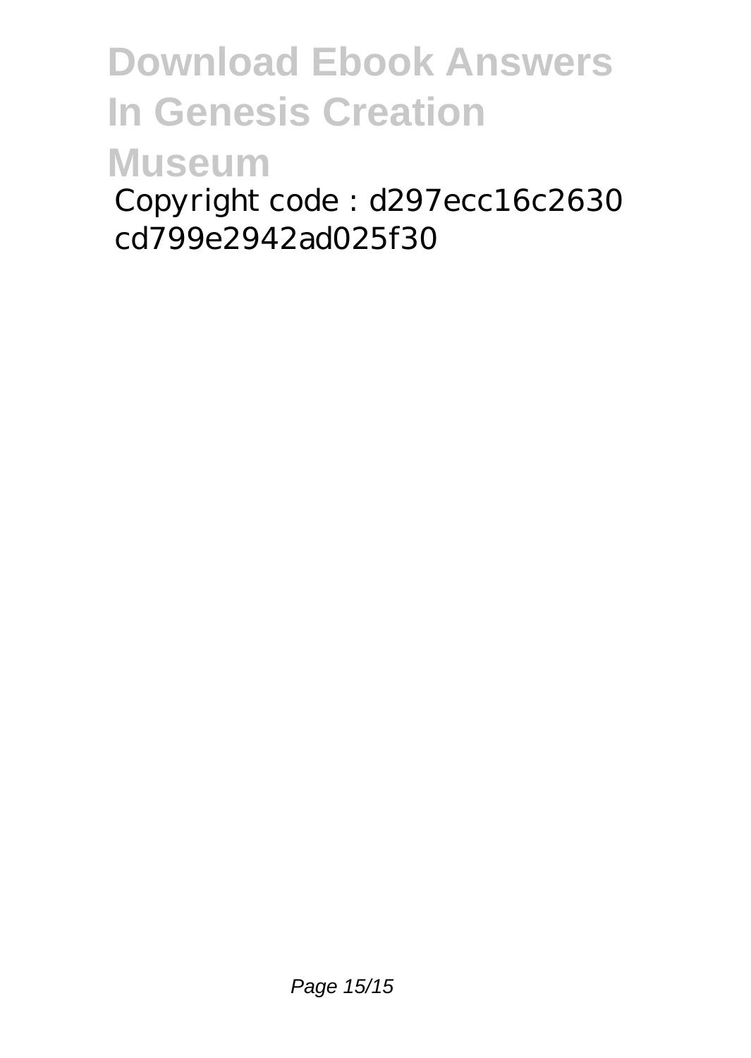Copyright code : d297ecc16c2630cd799e2942ad025f30